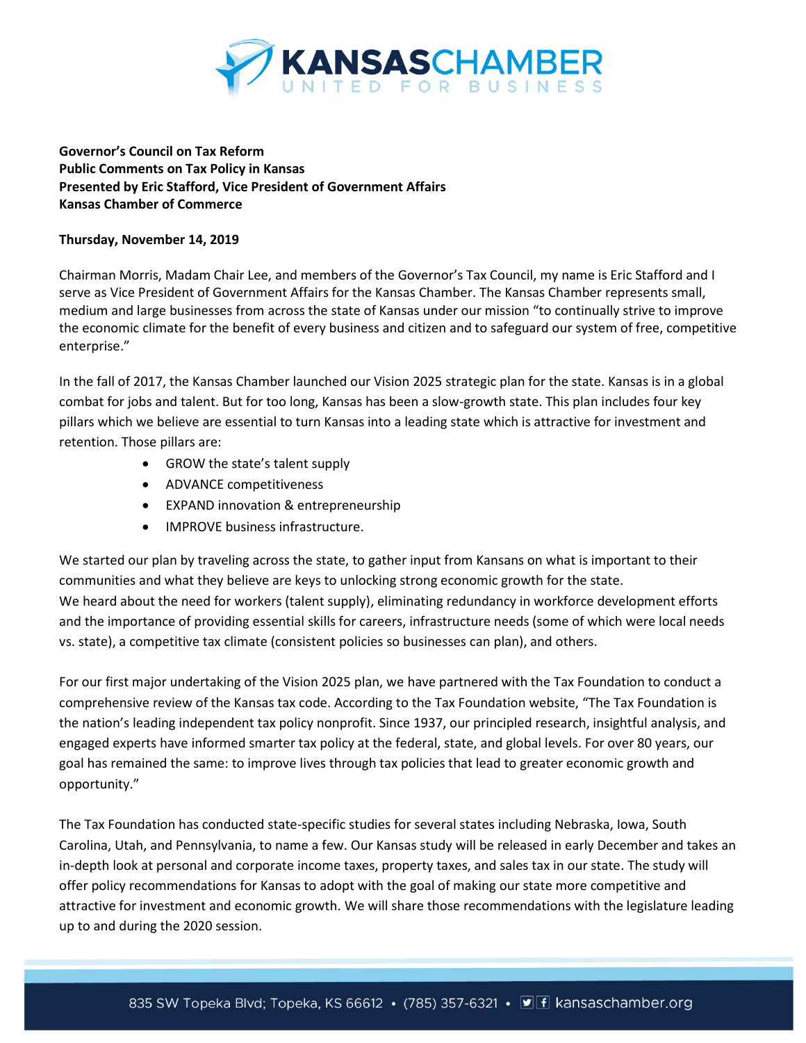**Governor's Council on Tax Reform**
**Public Comments on Tax Policy in Kansas**
**Presented by Eric Stafford, Vice President of Government Affairs**
**Kansas Chamber of Commerce**

**Thursday, November 14, 2019**

Chairman Morris, Madam Chair Lee, and members of the Governor's Tax Council, my name is Eric Stafford and I serve as Vice President of Government Affairs for the Kansas Chamber. The Kansas Chamber represents small, medium and large businesses from across the state of Kansas under our mission "to continually strive to improve the economic climate for the benefit of every business and citizen and to safeguard our system of free, competitive enterprise."

In the fall of 2017, the Kansas Chamber launched our Vision 2025 strategic plan for the state. Kansas is in a global combat for jobs and talent. But for too long, Kansas has been a slow-growth state. This plan includes four key pillars which we believe are essential to turn Kansas into a leading state which is attractive for investment and retention. Those pillars are:

- GROW the state's talent supply
- ADVANCE competitiveness
- EXPAND innovation & entrepreneurship
- IMPROVE business infrastructure.

We started our plan by traveling across the state, to gather input from Kansans on what is important to their communities and what they believe are keys to unlocking strong economic growth for the state.
We heard about the need for workers (talent supply), eliminating redundancy in workforce development efforts and the importance of providing essential skills for careers, infrastructure needs (some of which were local needs vs. state), a competitive tax climate (consistent policies so businesses can plan), and others.

For our first major undertaking of the Vision 2025 plan, we have partnered with the Tax Foundation to conduct a comprehensive review of the Kansas tax code. According to the Tax Foundation website, "The Tax Foundation is the nation's leading independent tax policy nonprofit. Since 1937, our principled research, insightful analysis, and engaged experts have informed smarter tax policy at the federal, state, and global levels. For over 80 years, our goal has remained the same: to improve lives through tax policies that lead to greater economic growth and opportunity."

The Tax Foundation has conducted state-specific studies for several states including Nebraska, Iowa, South Carolina, Utah, and Pennsylvania, to name a few. Our Kansas study will be released in early December and takes an in-depth look at personal and corporate income taxes, property taxes, and sales tax in our state. The study will offer policy recommendations for Kansas to adopt with the goal of making our state more competitive and attractive for investment and economic growth. We will share those recommendations with the legislature leading up to and during the 2020 session.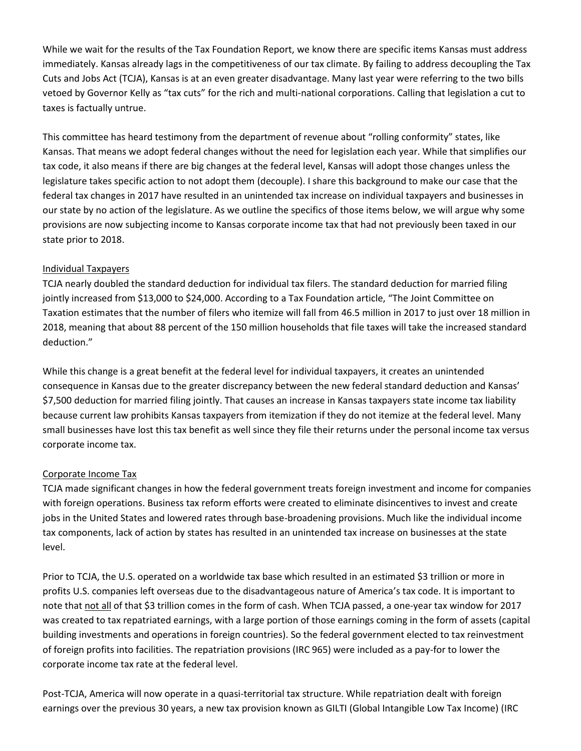While we wait for the results of the Tax Foundation Report, we know there are specific items Kansas must address immediately. Kansas already lags in the competitiveness of our tax climate. By failing to address decoupling the Tax Cuts and Jobs Act (TCJA), Kansas is at an even greater disadvantage. Many last year were referring to the two bills vetoed by Governor Kelly as "tax cuts" for the rich and multi-national corporations. Calling that legislation a cut to taxes is factually untrue.

This committee has heard testimony from the department of revenue about "rolling conformity" states, like Kansas. That means we adopt federal changes without the need for legislation each year. While that simplifies our tax code, it also means if there are big changes at the federal level, Kansas will adopt those changes unless the legislature takes specific action to not adopt them (decouple). I share this background to make our case that the federal tax changes in 2017 have resulted in an unintended tax increase on individual taxpayers and businesses in our state by no action of the legislature. As we outline the specifics of those items below, we will argue why some provisions are now subjecting income to Kansas corporate income tax that had not previously been taxed in our state prior to 2018.

## Individual Taxpayers

TCJA nearly doubled the standard deduction for individual tax filers. The standard deduction for married filing jointly increased from $13,000 to $24,000. According to a Tax Foundation article, "The Joint Committee on Taxation estimates that the number of filers who itemize will fall from 46.5 million in 2017 to just over 18 million in 2018, meaning that about 88 percent of the 150 million households that file taxes will take the increased standard deduction."

While this change is a great benefit at the federal level for individual taxpayers, it creates an unintended consequence in Kansas due to the greater discrepancy between the new federal standard deduction and Kansas' $7,500 deduction for married filing jointly. That causes an increase in Kansas taxpayers state income tax liability because current law prohibits Kansas taxpayers from itemization if they do not itemize at the federal level. Many small businesses have lost this tax benefit as well since they file their returns under the personal income tax versus corporate income tax.

## Corporate Income Tax

TCJA made significant changes in how the federal government treats foreign investment and income for companies with foreign operations. Business tax reform efforts were created to eliminate disincentives to invest and create jobs in the United States and lowered rates through base-broadening provisions. Much like the individual income tax components, lack of action by states has resulted in an unintended tax increase on businesses at the state level.

Prior to TCJA, the U.S. operated on a worldwide tax base which resulted in an estimated $3 trillion or more in profits U.S. companies left overseas due to the disadvantageous nature of America's tax code. It is important to note that not all of that $3 trillion comes in the form of cash. When TCJA passed, a one-year tax window for 2017 was created to tax repatriated earnings, with a large portion of those earnings coming in the form of assets (capital building investments and operations in foreign countries). So the federal government elected to tax reinvestment of foreign profits into facilities. The repatriation provisions (IRC 965) were included as a pay-for to lower the corporate income tax rate at the federal level.

Post-TCJA, America will now operate in a quasi-territorial tax structure. While repatriation dealt with foreign earnings over the previous 30 years, a new tax provision known as GILTI (Global Intangible Low Tax Income) (IRC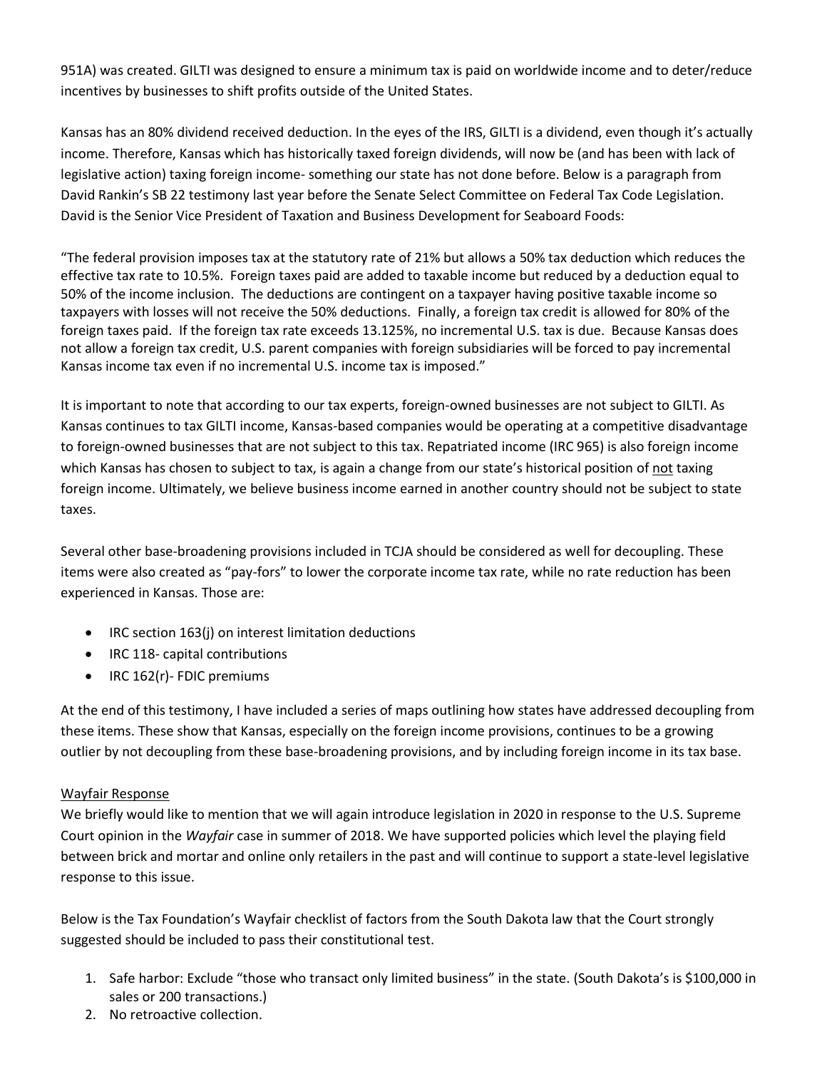951A) was created. GILTI was designed to ensure a minimum tax is paid on worldwide income and to deter/reduce incentives by businesses to shift profits outside of the United States.

Kansas has an 80% dividend received deduction. In the eyes of the IRS, GILTI is a dividend, even though it's actually income. Therefore, Kansas which has historically taxed foreign dividends, will now be (and has been with lack of legislative action) taxing foreign income- something our state has not done before. Below is a paragraph from David Rankin's SB 22 testimony last year before the Senate Select Committee on Federal Tax Code Legislation. David is the Senior Vice President of Taxation and Business Development for Seaboard Foods:

"The federal provision imposes tax at the statutory rate of 21% but allows a 50% tax deduction which reduces the effective tax rate to 10.5%. Foreign taxes paid are added to taxable income but reduced by a deduction equal to 50% of the income inclusion. The deductions are contingent on a taxpayer having positive taxable income so taxpayers with losses will not receive the 50% deductions. Finally, a foreign tax credit is allowed for 80% of the foreign taxes paid. If the foreign tax rate exceeds 13.125%, no incremental U.S. tax is due. Because Kansas does not allow a foreign tax credit, U.S. parent companies with foreign subsidiaries will be forced to pay incremental Kansas income tax even if no incremental U.S. income tax is imposed."

It is important to note that according to our tax experts, foreign-owned businesses are not subject to GILTI. As Kansas continues to tax GILTI income, Kansas-based companies would be operating at a competitive disadvantage to foreign-owned businesses that are not subject to this tax. Repatriated income (IRC 965) is also foreign income which Kansas has chosen to subject to tax, is again a change from our state's historical position of <u>not</u> taxing foreign income. Ultimately, we believe business income earned in another country should not be subject to state taxes.

Several other base-broadening provisions included in TCJA should be considered as well for decoupling. These items were also created as "pay-fors" to lower the corporate income tax rate, while no rate reduction has been experienced in Kansas. Those are:

- IRC section 163(j) on interest limitation deductions
- IRC 118- capital contributions
- IRC 162(r)- FDIC premiums

At the end of this testimony, I have included a series of maps outlining how states have addressed decoupling from these items. These show that Kansas, especially on the foreign income provisions, continues to be a growing outlier by not decoupling from these base-broadening provisions, and by including foreign income in its tax base.

<u>Wayfair Response</u>

We briefly would like to mention that we will again introduce legislation in 2020 in response to the U.S. Supreme Court opinion in the *Wayfair* case in summer of 2018. We have supported policies which level the playing field between brick and mortar and online only retailers in the past and will continue to support a state-level legislative response to this issue.

Below is the Tax Foundation's Wayfair checklist of factors from the South Dakota law that the Court strongly suggested should be included to pass their constitutional test.

1. Safe harbor: Exclude "those who transact only limited business" in the state. (South Dakota's is $100,000 in sales or 200 transactions.)
2. No retroactive collection.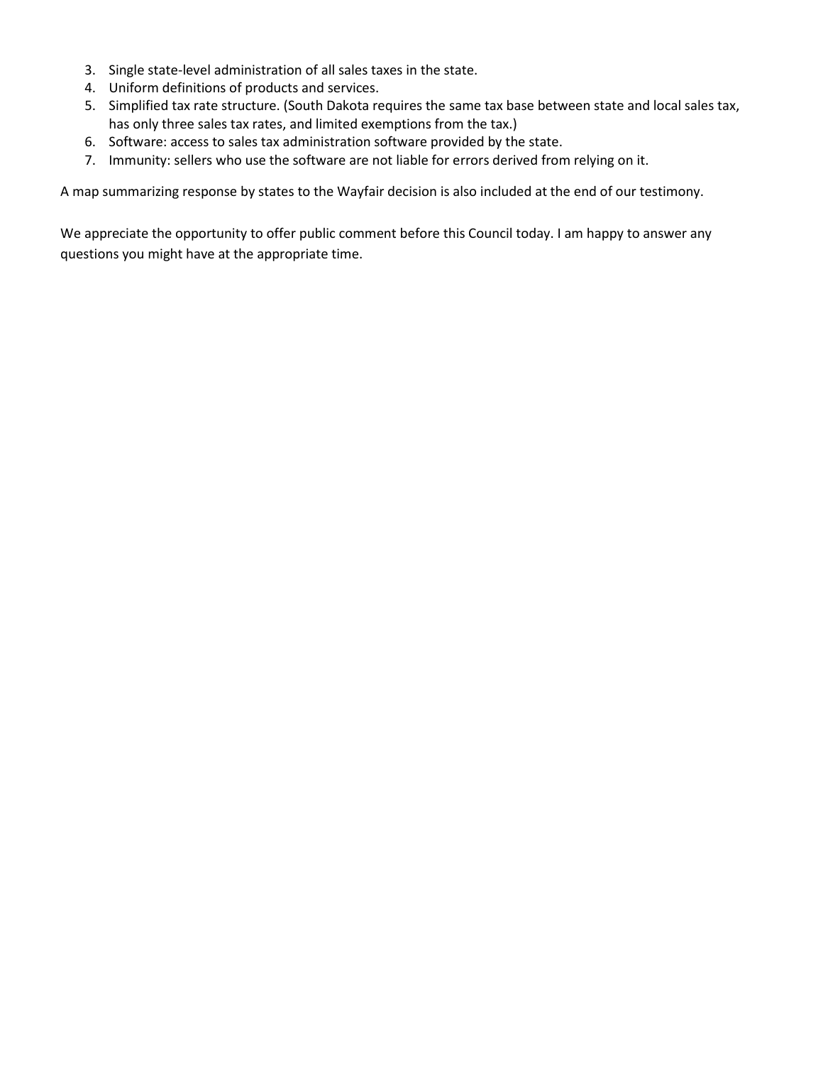3. Single state-level administration of all sales taxes in the state.
4. Uniform definitions of products and services.
5. Simplified tax rate structure. (South Dakota requires the same tax base between state and local sales tax, has only three sales tax rates, and limited exemptions from the tax.)
6. Software: access to sales tax administration software provided by the state.
7. Immunity: sellers who use the software are not liable for errors derived from relying on it.

A map summarizing response by states to the Wayfair decision is also included at the end of our testimony.

We appreciate the opportunity to offer public comment before this Council today. I am happy to answer any questions you might have at the appropriate time.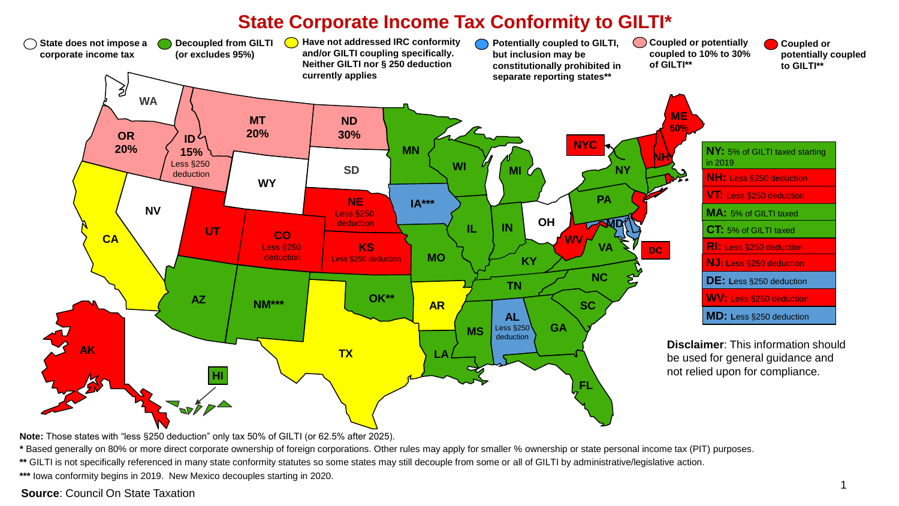# State Corporate Income Tax Conformity to GILTI*

- State does not impose a corporate income tax
- Decoupled from GILTI (or excludes 95%)
- Have not addressed IRC conformity and/or GILTI coupling specifically. Neither GILTI nor § 250 deduction currently applies
- Potentially coupled to GILTI, but inclusion may be constitutionally prohibited in separate reporting states**
- Coupled or potentially coupled to 10% to 30% of GILTI**
- Coupled or potentially coupled to GILTI**

WA, OR 20%, ID 15% Less §250 deduction, MT 20%, ND 30%, MN, WI, MI, NYC, ME 50%, NH, NY, SD, WY, NE Less §250 deduction, IA***, PA, OH, NV, UT, CO Less §250 deduction, KS Less §250 deduction, IL, IN, MD, WV, VA, DC, CA, MO, KY, NC, TN, AZ, NM***, OK**, AR, SC, AL Less §250 deduction, MS, GA, TX, LA, AK, HI, FL

| |
|---|
| **NY:** 5% of GILTI taxed starting in 2019 |
| **NH:** Less §250 deduction |
| **VT:** Less §250 deduction |
| **MA:** 5% of GILTI taxed |
| **CT:** 5% of GILTI taxed |
| **RI:** Less §250 deduction |
| **NJ:** Less §250 deduction |
| **DE:** Less §250 deduction |
| **WV:** Less §250 deduction |
| **MD:** Less §250 deduction |

**Disclaimer**: This information should be used for general guidance and not relied upon for compliance.

**Note:** Those states with "less §250 deduction" only tax 50% of GILTI (or 62.5% after 2025).

* Based generally on 80% or more direct corporate ownership of foreign corporations. Other rules may apply for smaller % ownership or state personal income tax (PIT) purposes.

** GILTI is not specifically referenced in many state conformity statutes so some states may still decouple from some or all of GILTI by administrative/legislative action.

*** Iowa conformity begins in 2019. New Mexico decouples starting in 2020.

**Source**: Council On State Taxation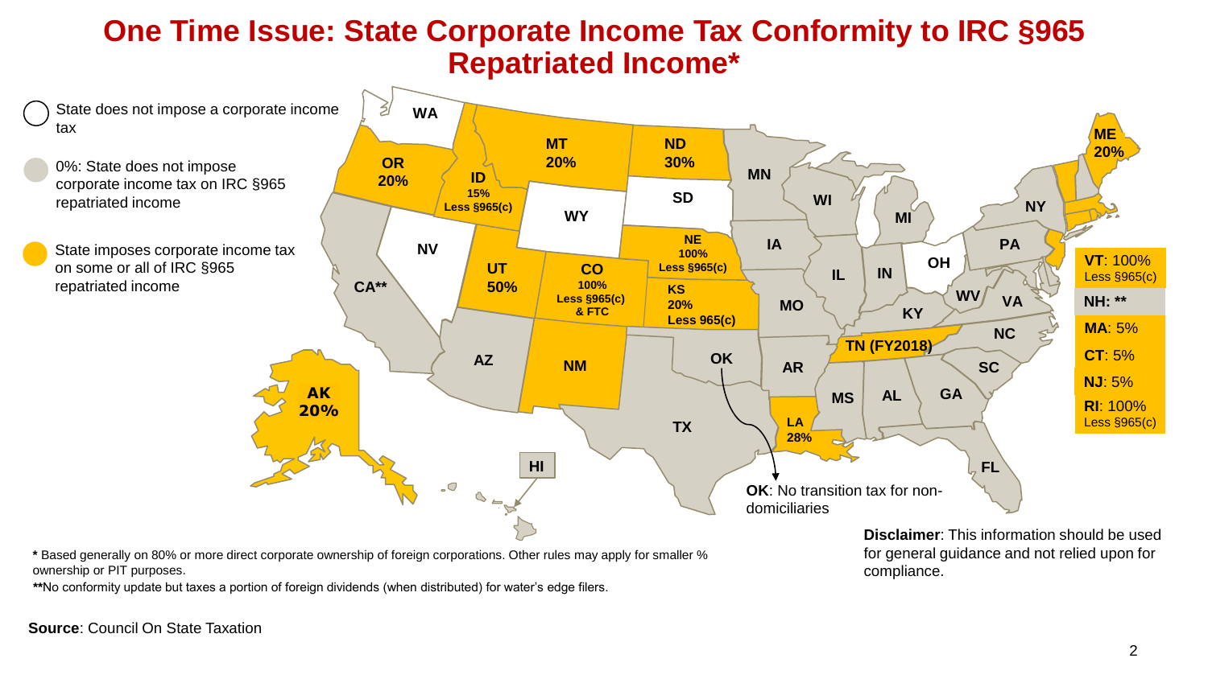# One Time Issue: State Corporate Income Tax Conformity to IRC §965 Repatriated Income*

- ○ State does not impose a corporate income tax
- 0%: State does not impose corporate income tax on IRC §965 repatriated income
- State imposes corporate income tax on some or all of IRC §965 repatriated income

WA

OR 20%

ID 15% Less §965(c)

MT 20%

ND 30%

MN

WI

MI

NY

ME 20%

SD

WY

NE 100% Less §965(c)

IA

IL

IN

OH

PA

NV

UT 50%

CO 100% Less §965(c) & FTC

KS 20% Less 965(c)

MO

KY

WV

VA

CA**

AZ

NM

OK

AR

TN (FY2018)

NC

SC

MS

AL

GA

TX

LA 28%

FL

AK 20%

HI

**VT**: 100% Less §965(c)

**NH: ****

**MA**: 5%

**CT**: 5%

**NJ**: 5%

**RI**: 100% Less §965(c)

**OK**: No transition tax for non-domiciliaries

\* Based generally on 80% or more direct corporate ownership of foreign corporations. Other rules may apply for smaller % ownership or PIT purposes.

**No conformity update but taxes a portion of foreign dividends (when distributed) for water's edge filers.

**Disclaimer**: This information should be used for general guidance and not relied upon for compliance.

**Source**: Council On State Taxation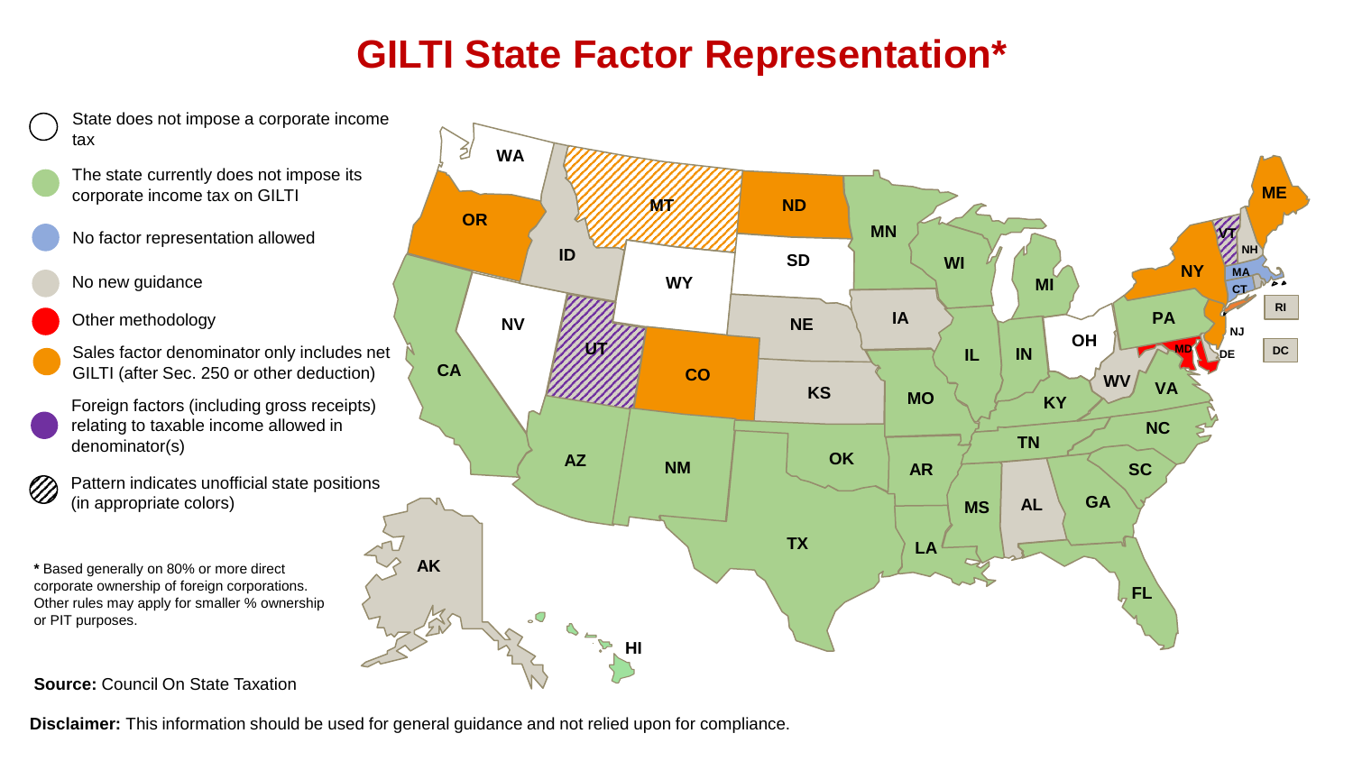# GILTI State Factor Representation*

- State does not impose a corporate income tax
- The state currently does not impose its corporate income tax on GILTI
- No factor representation allowed
- No new guidance
- Other methodology
- Sales factor denominator only includes net GILTI (after Sec. 250 or other deduction)
- Foreign factors (including gross receipts) relating to taxable income allowed in denominator(s)
- Pattern indicates unofficial state positions (in appropriate colors)

**\*** Based generally on 80% or more direct corporate ownership of foreign corporations. Other rules may apply for smaller % ownership or PIT purposes.

**Source:** Council On State Taxation

**Disclaimer:** This information should be used for general guidance and not relied upon for compliance.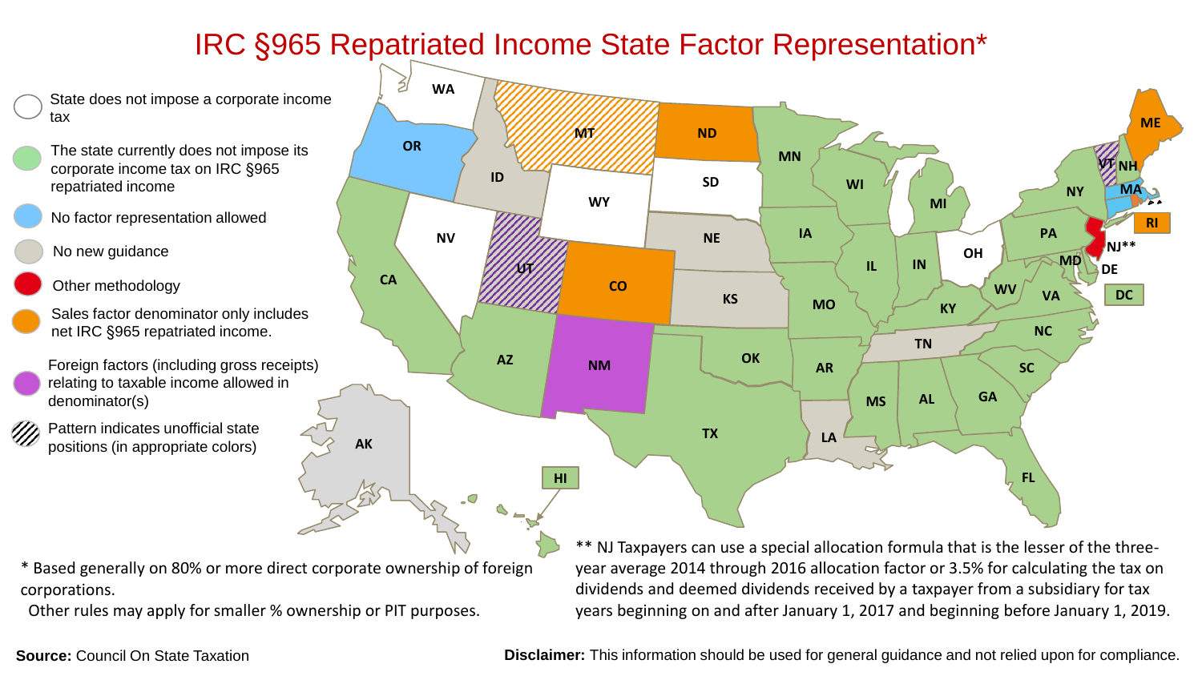# IRC §965 Repatriated Income State Factor Representation*

- State does not impose a corporate income tax
- The state currently does not impose its corporate income tax on IRC §965 repatriated income
- No factor representation allowed
- No new guidance
- Other methodology
- Sales factor denominator only includes net IRC §965 repatriated income.
- Foreign factors (including gross receipts) relating to taxable income allowed in denominator(s)
- Pattern indicates unofficial state positions (in appropriate colors)

WA, OR, CA, ID, NV, MT, WY, UT, AZ, CO, NM, ND, SD, NE, KS, OK, TX, MN, IA, MO, AR, LA, WI, IL, MI, IN, OH, KY, TN, MS, AL, GA, FL, SC, NC, VA, WV, PA, NY, VT, NH, ME, MA, RI, NJ**, DE, MD, DC, AK, HI

\* Based generally on 80% or more direct corporate ownership of foreign corporations.
Other rules may apply for smaller % ownership or PIT purposes.

\*\* NJ Taxpayers can use a special allocation formula that is the lesser of the three-year average 2014 through 2016 allocation factor or 3.5% for calculating the tax on dividends and deemed dividends received by a taxpayer from a subsidiary for tax years beginning on and after January 1, 2017 and beginning before January 1, 2019.

**Source:** Council On State Taxation

**Disclaimer:** This information should be used for general guidance and not relied upon for compliance.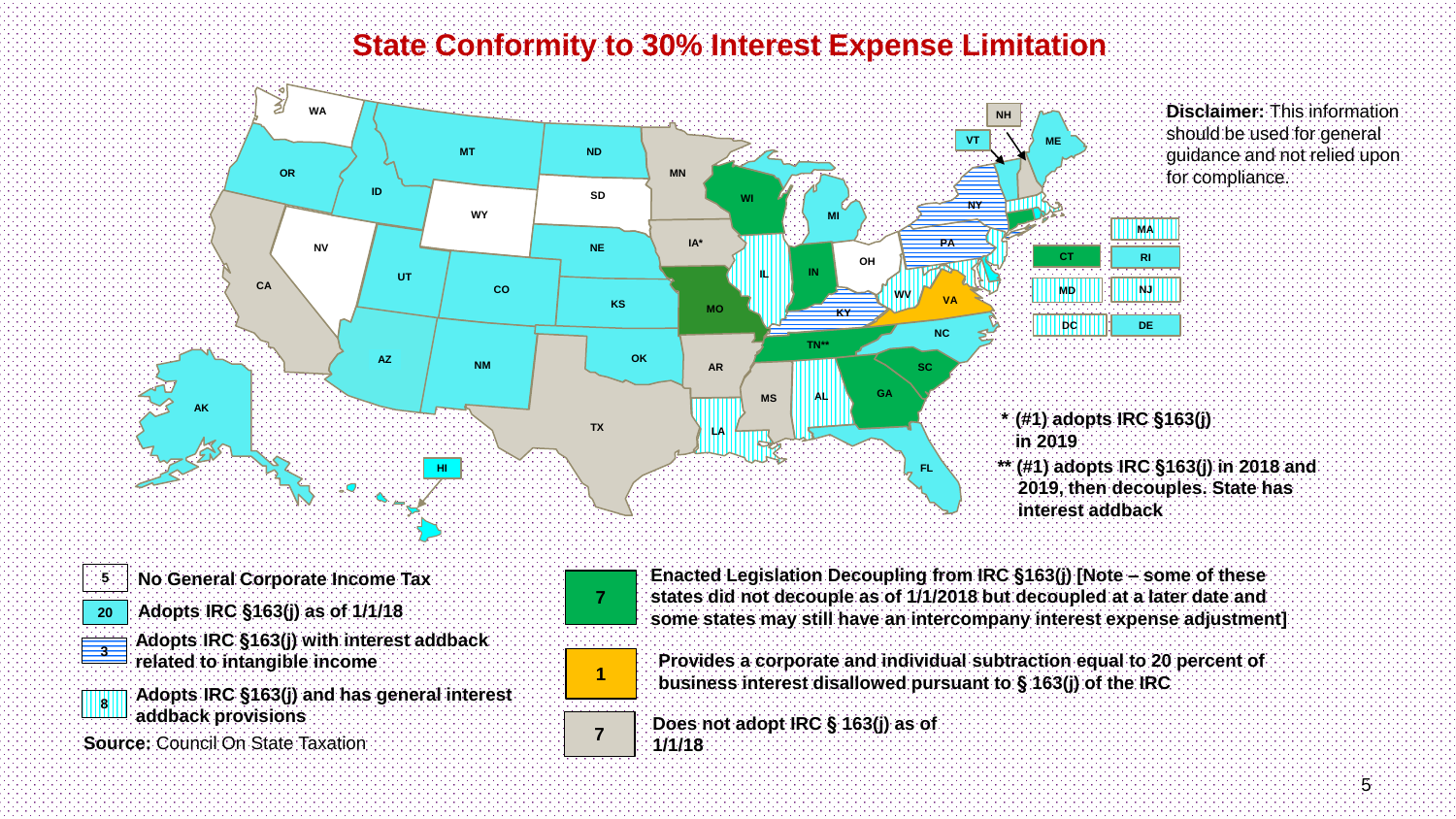# State Conformity to 30% Interest Expense Limitation

**Disclaimer:** This information should be used for general guidance and not relied upon for compliance.

\* (#1) adopts IRC §163(j) in 2019

\*\* (#1) adopts IRC §163(j) in 2018 and 2019, then decouples. State has interest addback

| Count | Legend |
|---|---|
| 5 | No General Corporate Income Tax |
| 20 | Adopts IRC §163(j) as of 1/1/18 |
| 3 | Adopts IRC §163(j) with interest addback related to intangible income |
| 8 | Adopts IRC §163(j) and has general interest addback provisions |
| 7 | Enacted Legislation Decoupling from IRC §163(j) [Note – some of these states did not decouple as of 1/1/2018 but decoupled at a later date and some states may still have an intercompany interest expense adjustment] |
| 1 | Provides a corporate and individual subtraction equal to 20 percent of business interest disallowed pursuant to § 163(j) of the IRC |
| 7 | Does not adopt IRC § 163(j) as of 1/1/18 |

**Source:** Council On State Taxation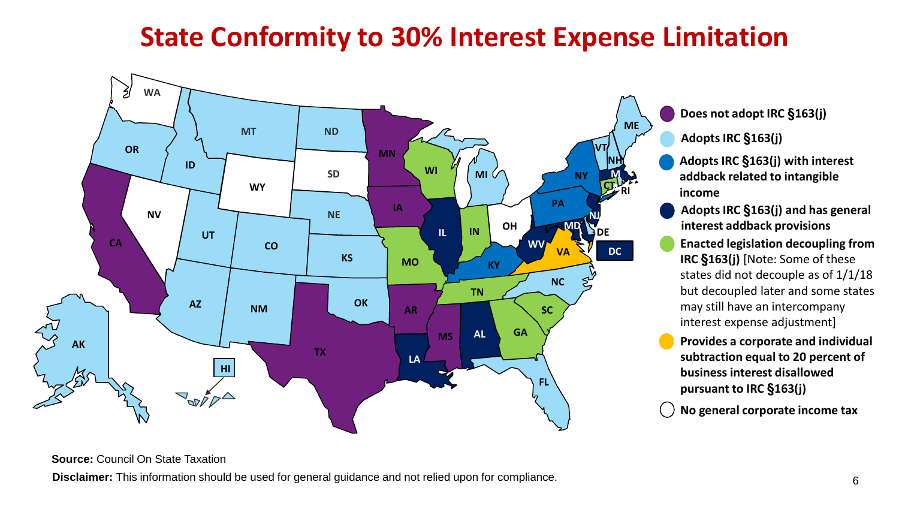# State Conformity to 30% Interest Expense Limitation

- **Does not adopt IRC §163(j)**
- **Adopts IRC §163(j)**
- **Adopts IRC §163(j) with interest addback related to intangible income**
- **Adopts IRC §163(j) and has general interest addback provisions**
- **Enacted legislation decoupling from IRC §163(j)** [Note: Some of these states did not decouple as of 1/1/18 but decoupled later and some states may still have an intercompany interest expense adjustment]
- **Provides a corporate and individual subtraction equal to 20 percent of business interest disallowed pursuant to IRC §163(j)**
- **No general corporate income tax**

**Source:** Council On State Taxation

**Disclaimer:** This information should be used for general guidance and not relied upon for compliance.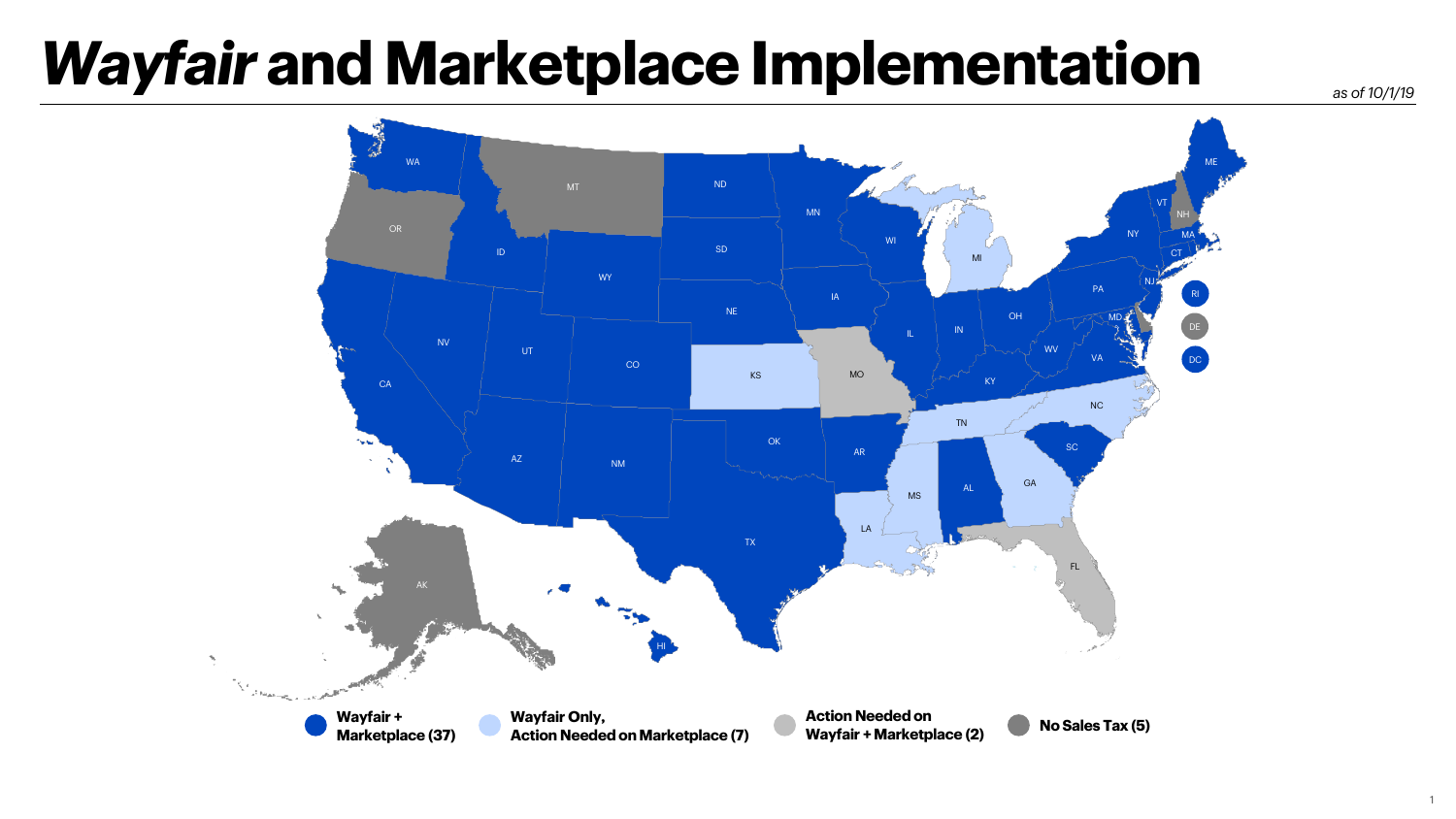# *Wayfair* and Marketplace Implementation

*as of 10/1/19*

**Wayfair + Marketplace (37)** — WA, ID, WY, ND, SD, NE, MN, IA, WI, IL, IN, OH, KY, WV, VA, PA, NY, VT, ME, MA, CT, NJ, MD, RI, DC, CA, NV, UT, CO, AZ, NM, TX, OK, AR, AL, SC, HI

**Wayfair Only, Action Needed on Marketplace (7)** — MI, KS, TN, NC, MS, LA, GA

**Action Needed on Wayfair + Marketplace (2)** — MO, FL

**No Sales Tax (5)** — OR, MT, NH, DE, AK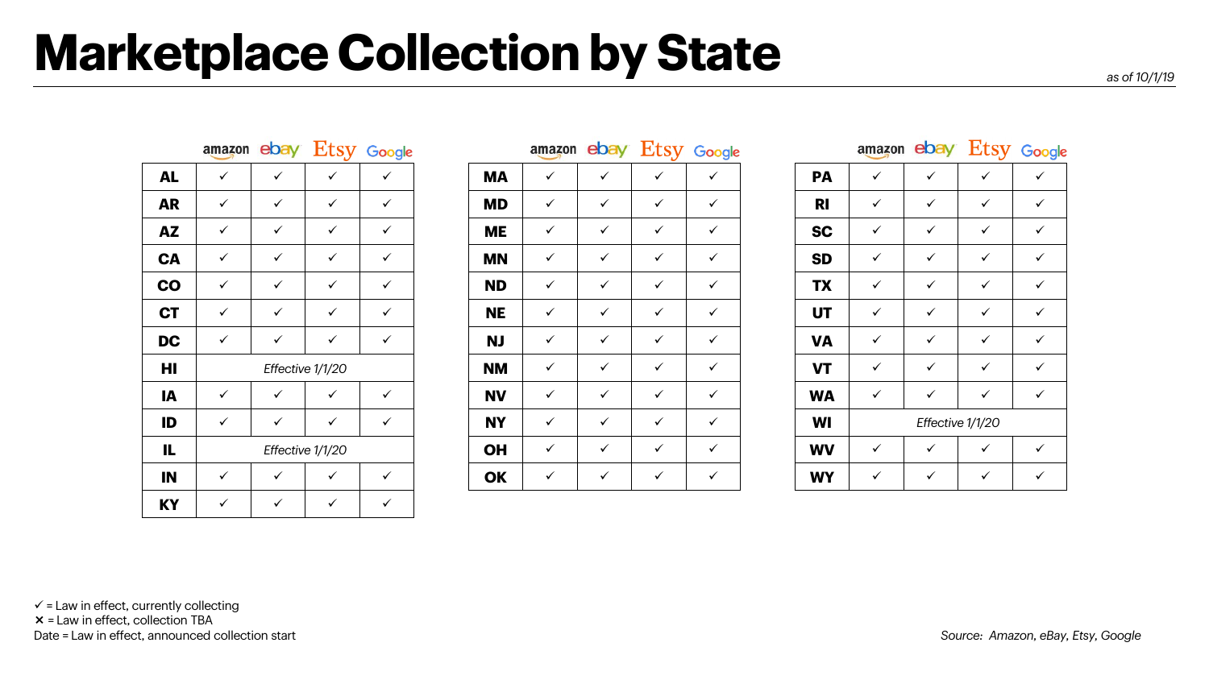# Marketplace Collection by State

*as of 10/1/19*

| | amazon | ebay | Etsy | Google |
|---|---|---|---|---|
| **AL** | ✓ | ✓ | ✓ | ✓ |
| **AR** | ✓ | ✓ | ✓ | ✓ |
| **AZ** | ✓ | ✓ | ✓ | ✓ |
| **CA** | ✓ | ✓ | ✓ | ✓ |
| **CO** | ✓ | ✓ | ✓ | ✓ |
| **CT** | ✓ | ✓ | ✓ | ✓ |
| **DC** | ✓ | ✓ | ✓ | ✓ |
| **HI** | *Effective 1/1/20* | | | |
| **IA** | ✓ | ✓ | ✓ | ✓ |
| **ID** | ✓ | ✓ | ✓ | ✓ |
| **IL** | *Effective 1/1/20* | | | |
| **IN** | ✓ | ✓ | ✓ | ✓ |
| **KY** | ✓ | ✓ | ✓ | ✓ |

| | amazon | ebay | Etsy | Google |
|---|---|---|---|---|
| **MA** | ✓ | ✓ | ✓ | ✓ |
| **MD** | ✓ | ✓ | ✓ | ✓ |
| **ME** | ✓ | ✓ | ✓ | ✓ |
| **MN** | ✓ | ✓ | ✓ | ✓ |
| **ND** | ✓ | ✓ | ✓ | ✓ |
| **NE** | ✓ | ✓ | ✓ | ✓ |
| **NJ** | ✓ | ✓ | ✓ | ✓ |
| **NM** | ✓ | ✓ | ✓ | ✓ |
| **NV** | ✓ | ✓ | ✓ | ✓ |
| **NY** | ✓ | ✓ | ✓ | ✓ |
| **OH** | ✓ | ✓ | ✓ | ✓ |
| **OK** | ✓ | ✓ | ✓ | ✓ |

| | amazon | ebay | Etsy | Google |
|---|---|---|---|---|
| **PA** | ✓ | ✓ | ✓ | ✓ |
| **RI** | ✓ | ✓ | ✓ | ✓ |
| **SC** | ✓ | ✓ | ✓ | ✓ |
| **SD** | ✓ | ✓ | ✓ | ✓ |
| **TX** | ✓ | ✓ | ✓ | ✓ |
| **UT** | ✓ | ✓ | ✓ | ✓ |
| **VA** | ✓ | ✓ | ✓ | ✓ |
| **VT** | ✓ | ✓ | ✓ | ✓ |
| **WA** | ✓ | ✓ | ✓ | ✓ |
| **WI** | *Effective 1/1/20* | | | |
| **WV** | ✓ | ✓ | ✓ | ✓ |
| **WY** | ✓ | ✓ | ✓ | ✓ |

✓ = Law in effect, currently collecting
✕ = Law in effect, collection TBA
Date = Law in effect, announced collection start

*Source: Amazon, eBay, Etsy, Google*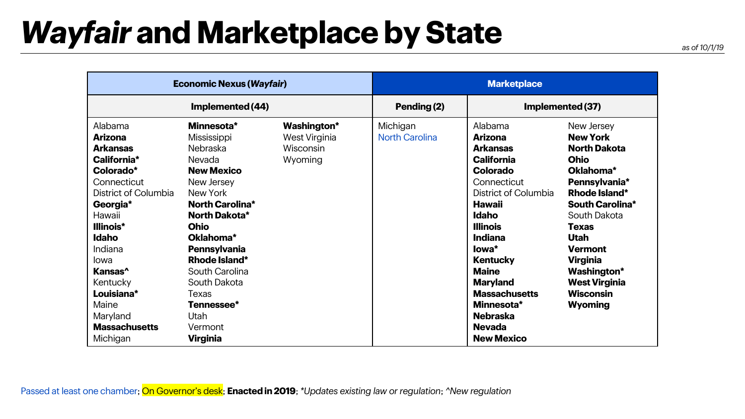# *Wayfair* and Marketplace by State

*as of 10/1/19*

| Economic Nexus (*Wayfair*) | | | Marketplace | | |
|---|---|---|---|---|---|
| Implemented (44) | | | Pending (2) | Implemented (37) | |
| Alabama | **Minnesota*** | **Washington*** | Michigan | Alabama | New Jersey |
| **Arizona** | Mississippi | West Virginia | North Carolina | **Arizona** | **New York** |
| **Arkansas** | Nebraska | Wisconsin | | **Arkansas** | **North Dakota** |
| **California*** | Nevada | Wyoming | | **California** | **Ohio** |
| **Colorado*** | **New Mexico** | | | **Colorado** | **Oklahoma*** |
| Connecticut | New Jersey | | | Connecticut | **Pennsylvania*** |
| District of Columbia | New York | | | District of Columbia | **Rhode Island*** |
| **Georgia*** | **North Carolina*** | | | **Hawaii** | **South Carolina*** |
| Hawaii | **North Dakota*** | | | **Idaho** | South Dakota |
| **Illinois*** | **Ohio** | | | **Illinois** | **Texas** |
| **Idaho** | **Oklahoma*** | | | **Indiana** | **Utah** |
| Indiana | **Pennsylvania** | | | **Iowa*** | **Vermont** |
| Iowa | **Rhode Island*** | | | **Kentucky** | **Virginia** |
| **Kansas^** | South Carolina | | | **Maine** | **Washington*** |
| Kentucky | South Dakota | | | **Maryland** | **West Virginia** |
| **Louisiana*** | Texas | | | **Massachusetts** | **Wisconsin** |
| Maine | **Tennessee*** | | | **Minnesota*** | **Wyoming** |
| Maryland | Utah | | | **Nebraska** | |
| **Massachusetts** | Vermont | | | **Nevada** | |
| Michigan | **Virginia** | | | **New Mexico** | |

Passed at least one chamber; On Governor's desk; **Enacted in 2019**; *\*Updates existing law or regulation*; *^New regulation*